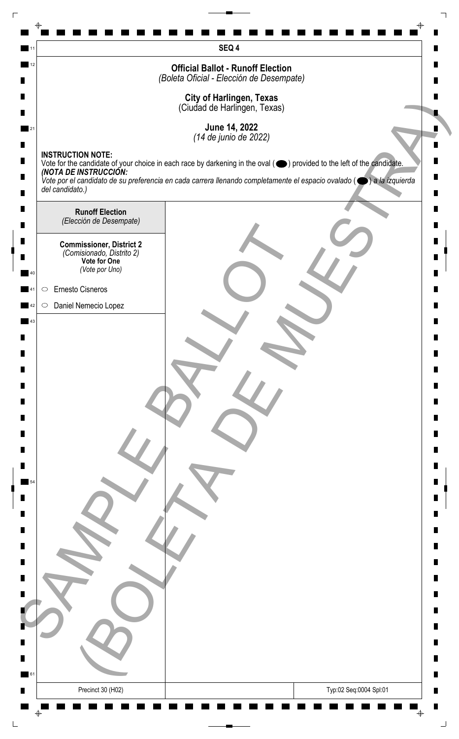SEQ 4

## Official Ballot - Runoff Election
*(Boleta Oficial - Elección de Desempate)*

**City of Harlingen, Texas**
(Ciudad de Harlingen, Texas)

**June 14, 2022**
*(14 de junio de 2022)*

**INSTRUCTION NOTE:**
Vote for the candidate of your choice in each race by darkening in the oval (⬬) provided to the left of the candidate.
***(NOTA DE INSTRUCCIÓN:***
*Vote por el candidato de su preferencia en cada carrera llenando completamente el espacio ovalado (⬬) a la izquierda del candidato.)*

**Runoff Election**
*(Elección de Desempate)*

**Commissioner, District 2**
*(Comisionado, Distrito 2)*
**Vote for One**
*(Vote por Uno)*

- ○ Ernesto Cisneros
- ○ Daniel Nemecio Lopez

SAMPLE BALLOT
(BOLETA DE MUESTRA)

Precinct 30 (H02)

Typ:02 Seq:0004 Spl:01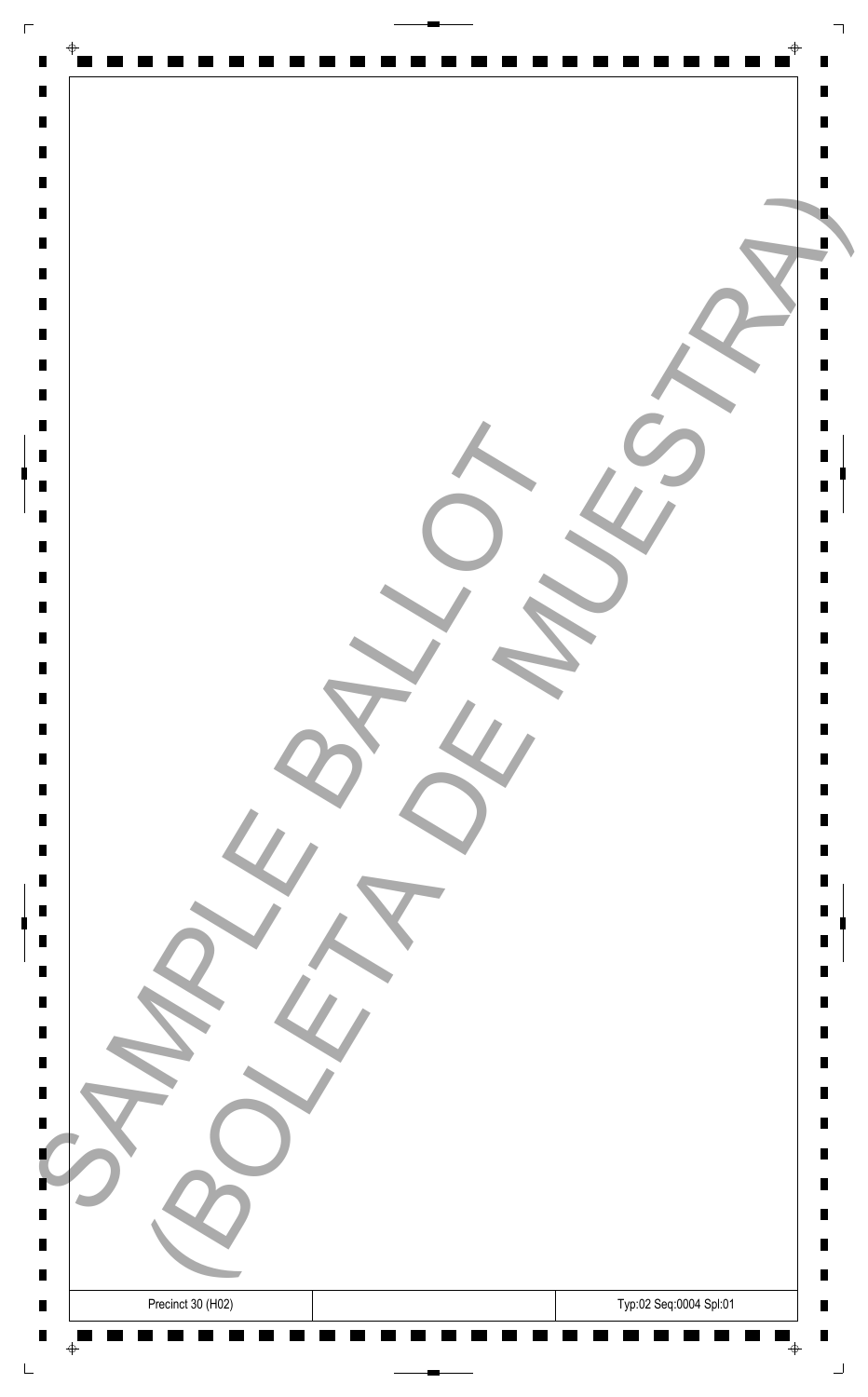SAMPLE BALLOT
(BOLETA DE MUESTRA)

| Precinct 30 (H02) | | Typ:02 Seq:0004 Spl:01 |
| --- | --- | --- |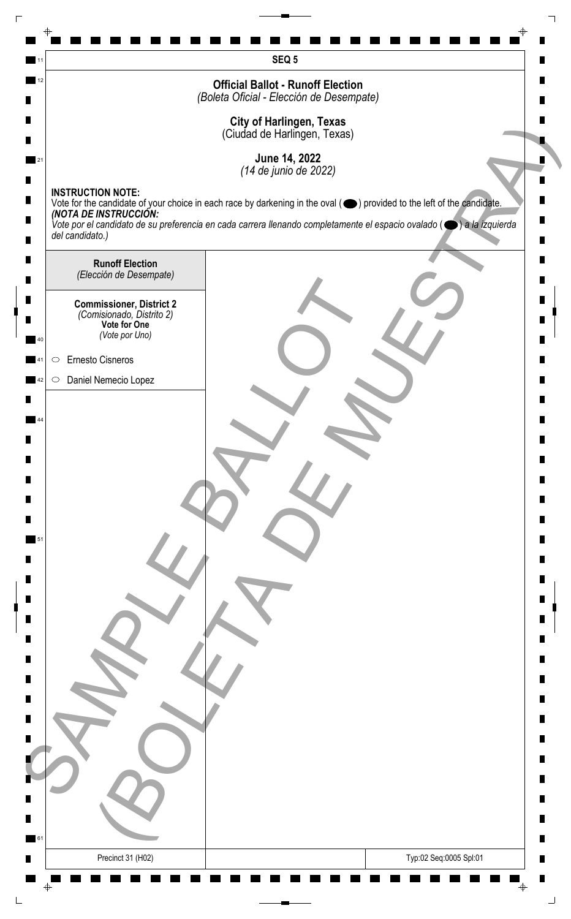SEQ 5

## Official Ballot - Runoff Election
*(Boleta Oficial - Elección de Desempate)*

### City of Harlingen, Texas
(Ciudad de Harlingen, Texas)

### June 14, 2022
*(14 de junio de 2022)*

**INSTRUCTION NOTE:**
Vote for the candidate of your choice in each race by darkening in the oval (⬬) provided to the left of the candidate.
***(NOTA DE INSTRUCCIÓN:***
*Vote por el candidato de su preferencia en cada carrera llenando completamente el espacio ovalado (⬬) a la izquierda del candidato.)*

**Runoff Election**
*(Elección de Desempate)*

**Commissioner, District 2**
*(Comisionado, Distrito 2)*
**Vote for One**
*(Vote por Uno)*

- ○ Ernesto Cisneros
- ○ Daniel Nemecio Lopez

SAMPLE BALLOT
(BOLETA DE MUESTRA)

Precinct 31 (H02)

Typ:02 Seq:0005 Spl:01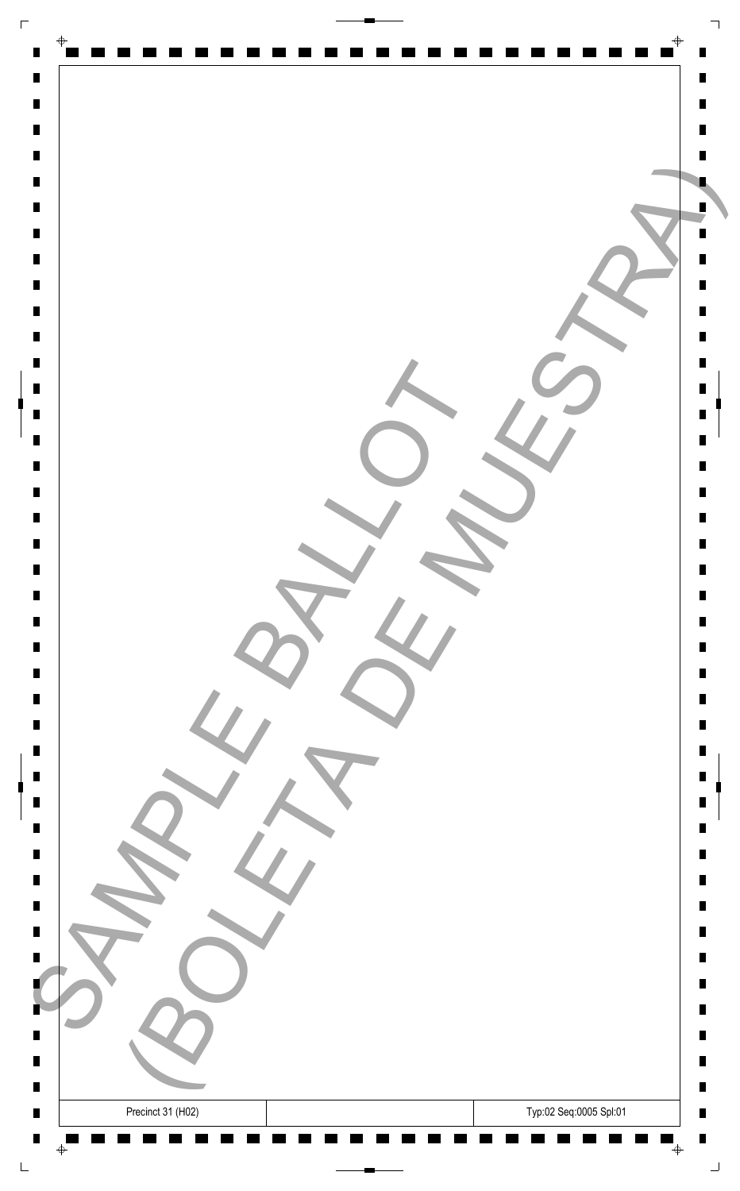SAMPLE BALLOT
(BOLETA DE MUESTRA)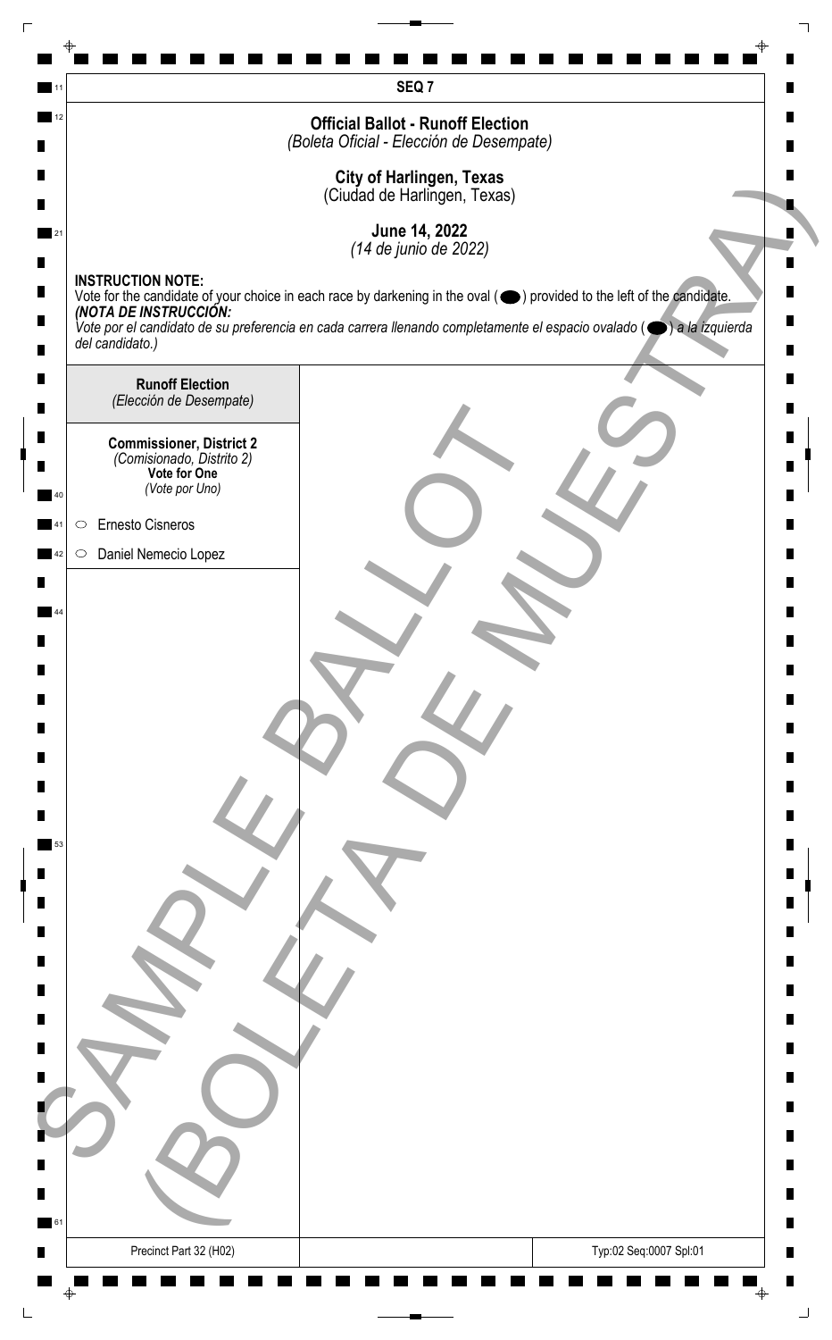SEQ 7

**Official Ballot - Runoff Election**
*(Boleta Oficial - Elección de Desempate)*

**City of Harlingen, Texas**
(Ciudad de Harlingen, Texas)

**June 14, 2022**
*(14 de junio de 2022)*

**INSTRUCTION NOTE:**
Vote for the candidate of your choice in each race by darkening in the oval (⬬) provided to the left of the candidate.
***(NOTA DE INSTRUCCIÓN:***
*Vote por el candidato de su preferencia en cada carrera llenando completamente el espacio ovalado (⬬) a la izquierda del candidato.)*

**Runoff Election**
*(Elección de Desempate)*

**Commissioner, District 2**
*(Comisionado, Distrito 2)*
**Vote for One**
*(Vote por Uno)*

- ○ Ernesto Cisneros
- ○ Daniel Nemecio Lopez

SAMPLE BALLOT
(BOLETA DE MUESTRA)

Precinct Part 32 (H02)

Typ:02 Seq:0007 Spl:01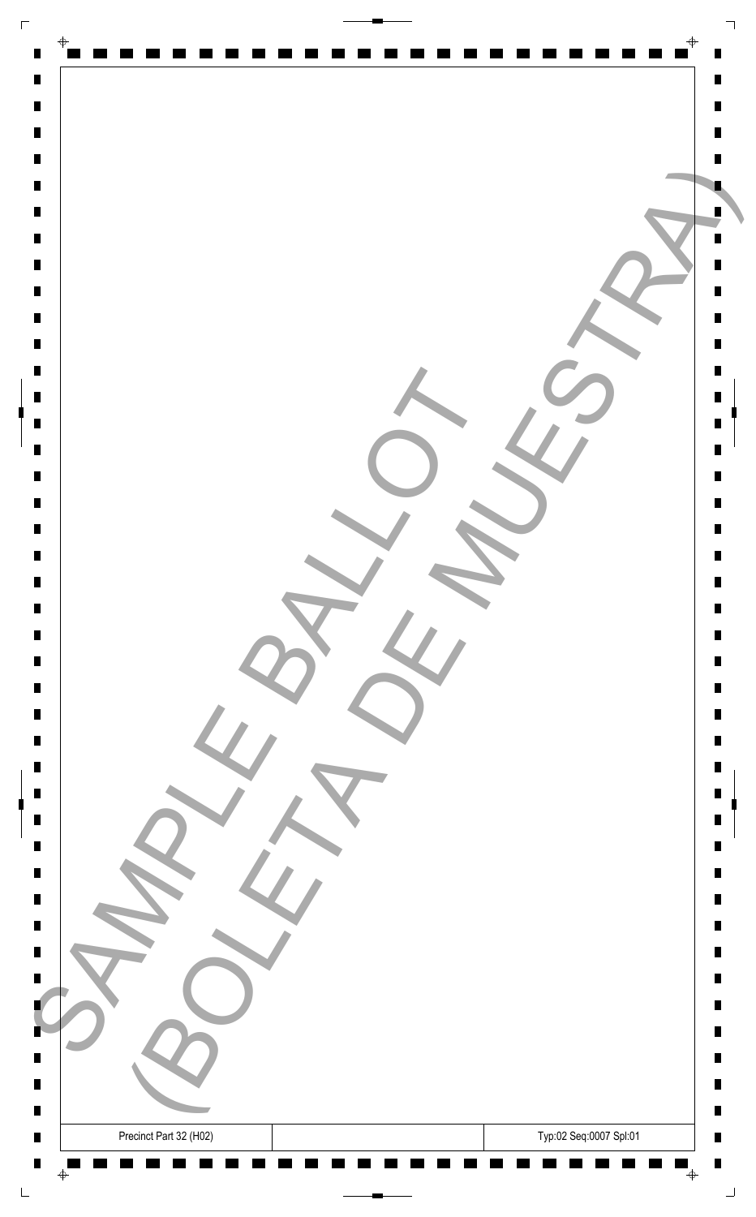SAMPLE BALLOT
(BOLETA DE MUESTRA)

| Precinct Part 32 (H02) | | Typ:02 Seq:0007 Spl:01 |
|---|---|---|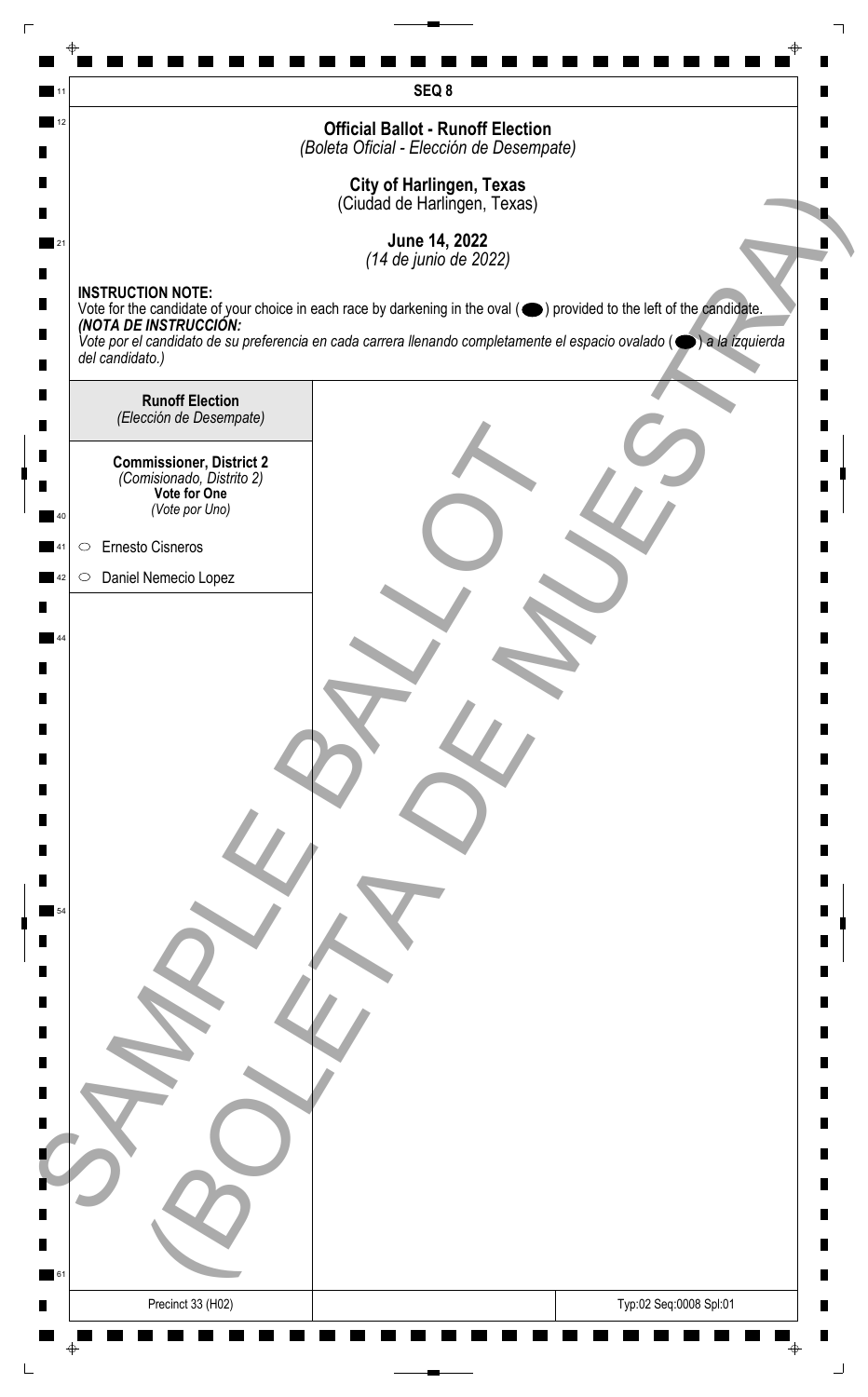SEQ 8

**Official Ballot - Runoff Election**
*(Boleta Oficial - Elección de Desempate)*

**City of Harlingen, Texas**
(Ciudad de Harlingen, Texas)

**June 14, 2022**
*(14 de junio de 2022)*

**INSTRUCTION NOTE:**
Vote for the candidate of your choice in each race by darkening in the oval (⬬) provided to the left of the candidate.
***(NOTA DE INSTRUCCIÓN:***
*Vote por el candidato de su preferencia en cada carrera llenando completamente el espacio ovalado (⬬) a la izquierda del candidato.)*

**Runoff Election**
*(Elección de Desempate)*

**Commissioner, District 2**
*(Comisionado, Distrito 2)*
**Vote for One**
*(Vote por Uno)*

- ○ Ernesto Cisneros
- ○ Daniel Nemecio Lopez

SAMPLE BALLOT
(BOLETA DE MUESTRA)

Precinct 33 (H02)

Typ:02 Seq:0008 Spl:01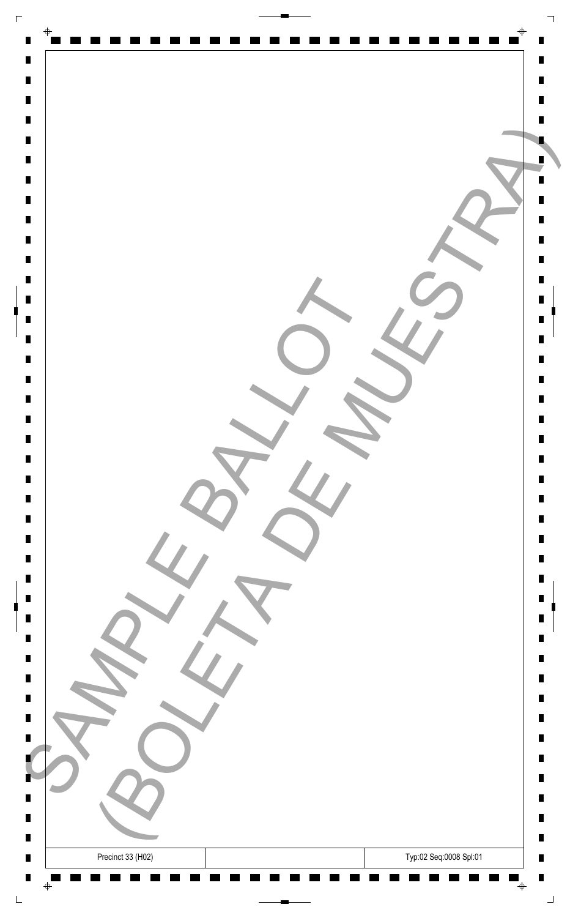SAMPLE BALLOT (BOLETA DE MUESTRA)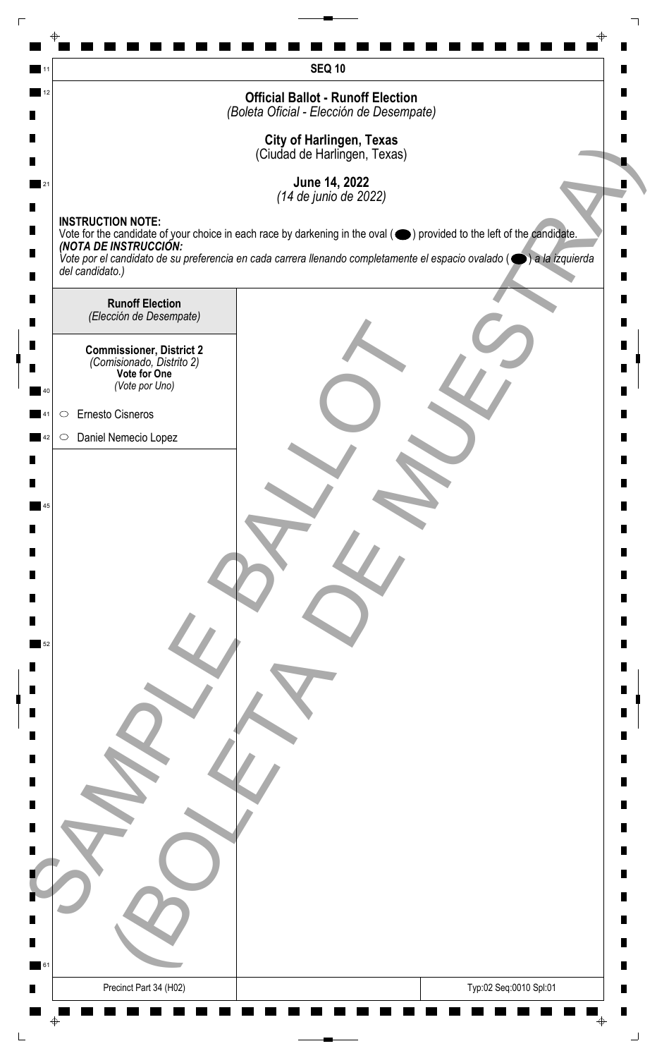**SEQ 10**

# Official Ballot - Runoff Election

*(Boleta Oficial - Elección de Desempate)*

## City of Harlingen, Texas

(Ciudad de Harlingen, Texas)

**June 14, 2022**

*(14 de junio de 2022)*

**INSTRUCTION NOTE:**
Vote for the candidate of your choice in each race by darkening in the oval (⬬) provided to the left of the candidate.
***(NOTA DE INSTRUCCIÓN:***
*Vote por el candidato de su preferencia en cada carrera llenando completamente el espacio ovalado (⬬) a la izquierda del candidato.)*

**Runoff Election**
*(Elección de Desempate)*

**Commissioner, District 2**
*(Comisionado, Distrito 2)*
**Vote for One**
*(Vote por Uno)*

- ○ Ernesto Cisneros
- ○ Daniel Nemecio Lopez

SAMPLE BALLOT
(BOLETA DE MUESTRA)

Precinct Part 34 (H02)

Typ:02 Seq:0010 Spl:01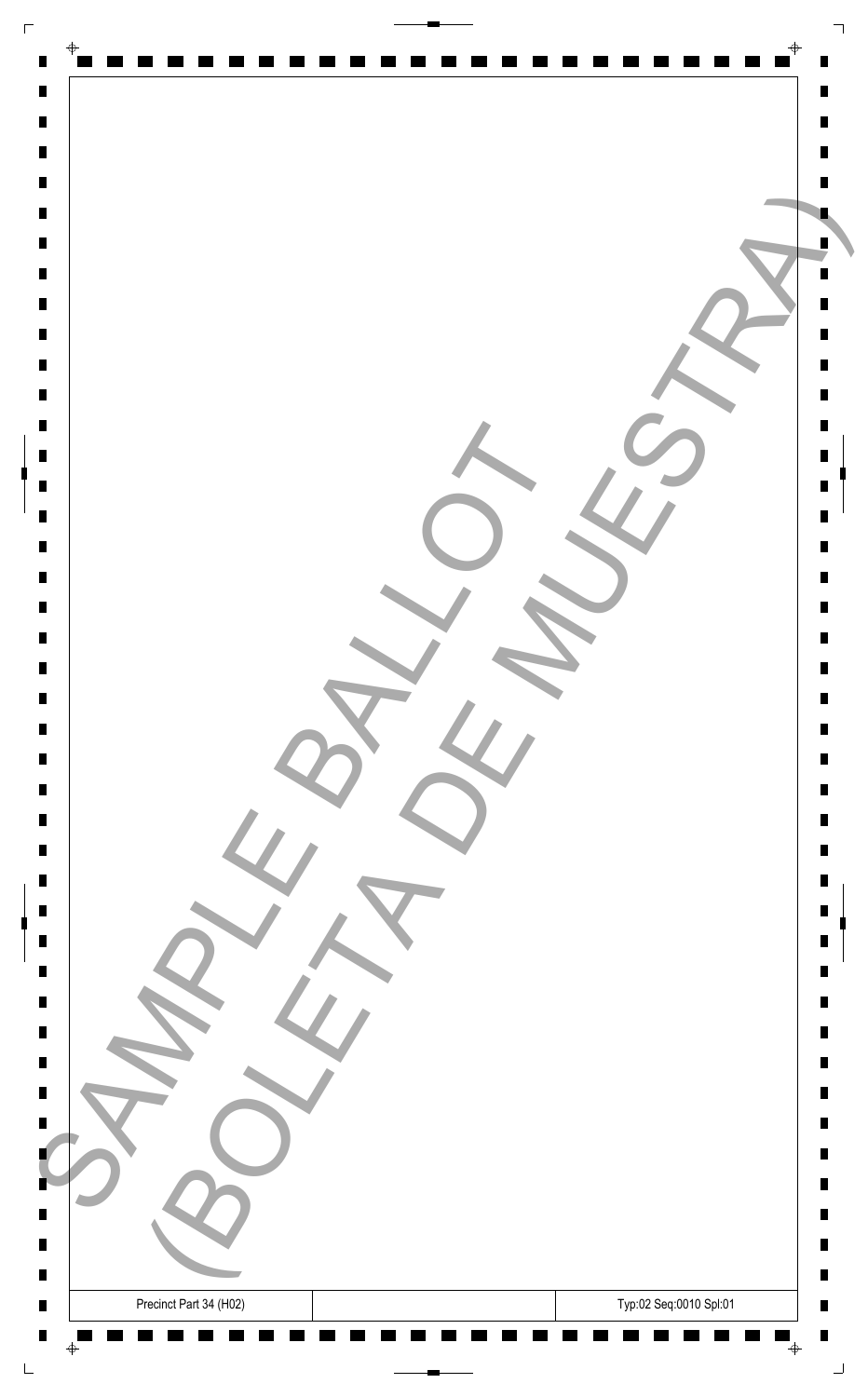SAMPLE BALLOT
(BOLETA DE MUESTRA)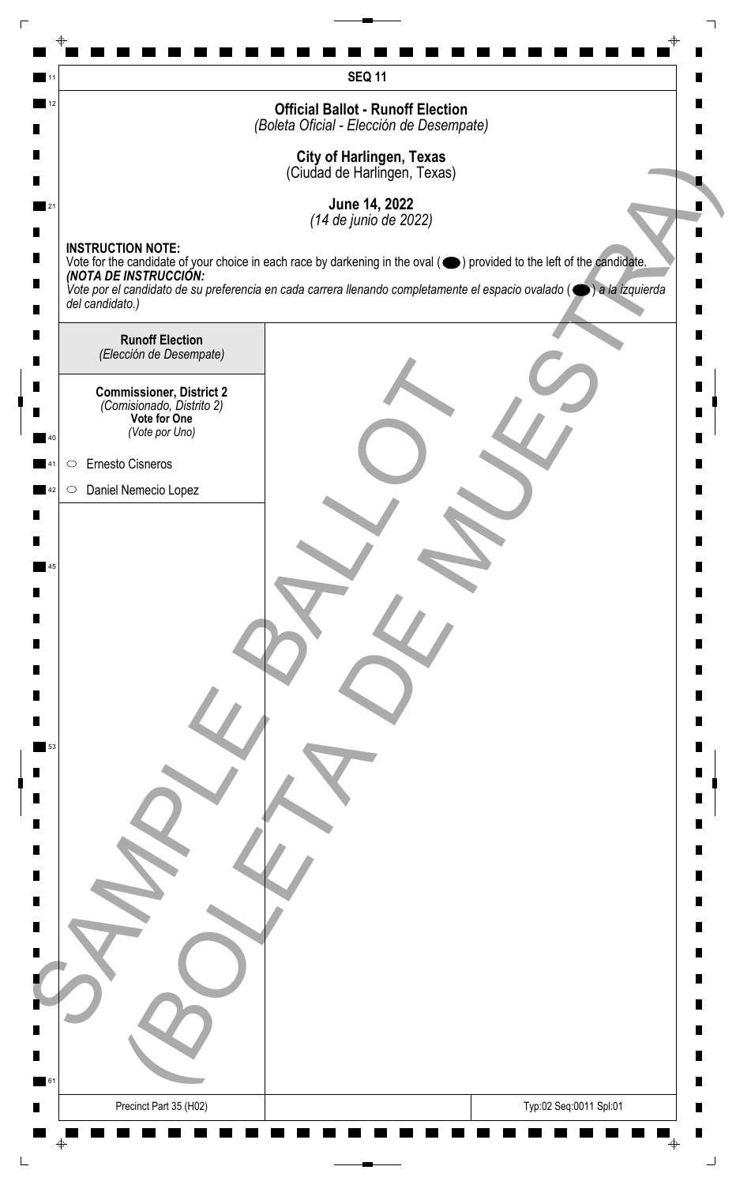SEQ 11

# Official Ballot - Runoff Election
*(Boleta Oficial - Elección de Desempate)*

**City of Harlingen, Texas**
(Ciudad de Harlingen, Texas)

**June 14, 2022**
*(14 de junio de 2022)*

**INSTRUCTION NOTE:**
Vote for the candidate of your choice in each race by darkening in the oval ( ⬬ ) provided to the left of the candidate.
***(NOTA DE INSTRUCCIÓN:***
*Vote por el candidato de su preferencia en cada carrera llenando completamente el espacio ovalado ( ⬬ ) a la izquierda del candidato.)*

**Runoff Election**
*(Elección de Desempate)*

**Commissioner, District 2**
*(Comisionado, Distrito 2)*
**Vote for One**
*(Vote por Uno)*

- ⬭ Ernesto Cisneros
- ⬭ Daniel Nemecio Lopez

SAMPLE BALLOT
(BOLETA DE MUESTRA)

Precinct Part 35 (H02)

Typ:02 Seq:0011 Spl:01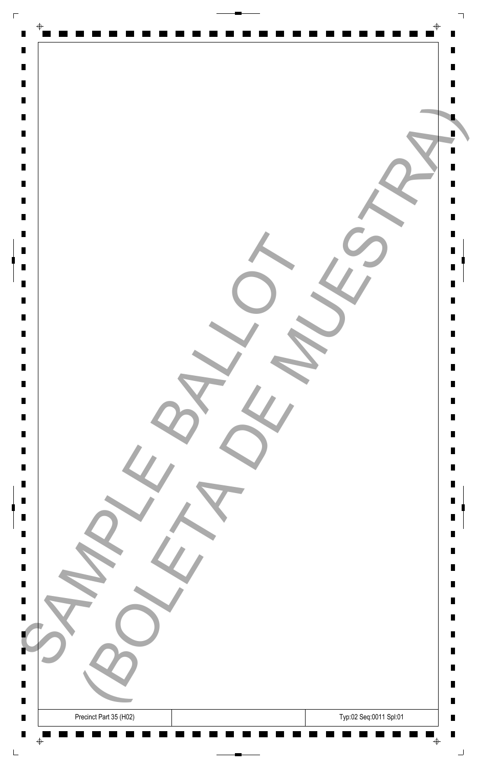SAMPLE BALLOT (BOLETA DE MUESTRA)

| Precinct Part 35 (H02) | | Typ:02 Seq:0011 Spl:01 |
|---|---|---|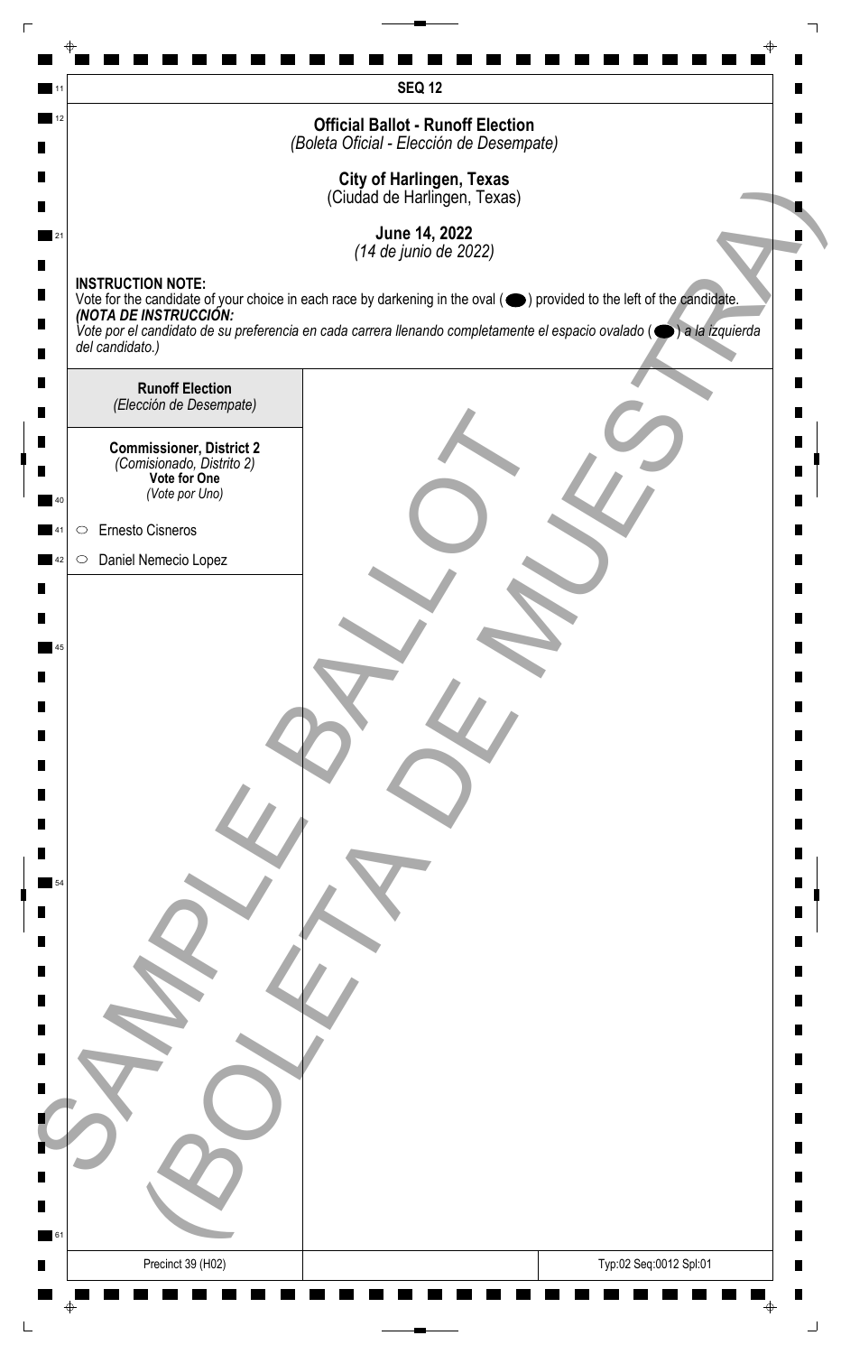**SEQ 12**

## Official Ballot - Runoff Election
*(Boleta Oficial - Elección de Desempate)*

**City of Harlingen, Texas**
(Ciudad de Harlingen, Texas)

**June 14, 2022**
*(14 de junio de 2022)*

**INSTRUCTION NOTE:**
Vote for the candidate of your choice in each race by darkening in the oval (⬬) provided to the left of the candidate.
***(NOTA DE INSTRUCCIÓN:***
*Vote por el candidato de su preferencia en cada carrera llenando completamente el espacio ovalado (⬬) a la izquierda del candidato.)*

**Runoff Election**
*(Elección de Desempate)*

**Commissioner, District 2**
*(Comisionado, Distrito 2)*
**Vote for One**
*(Vote por Uno)*

- ○ Ernesto Cisneros
- ○ Daniel Nemecio Lopez

SAMPLE BALLOT
(BOLETA DE MUESTRA)

Precinct 39 (H02) | Typ:02 Seq:0012 Spl:01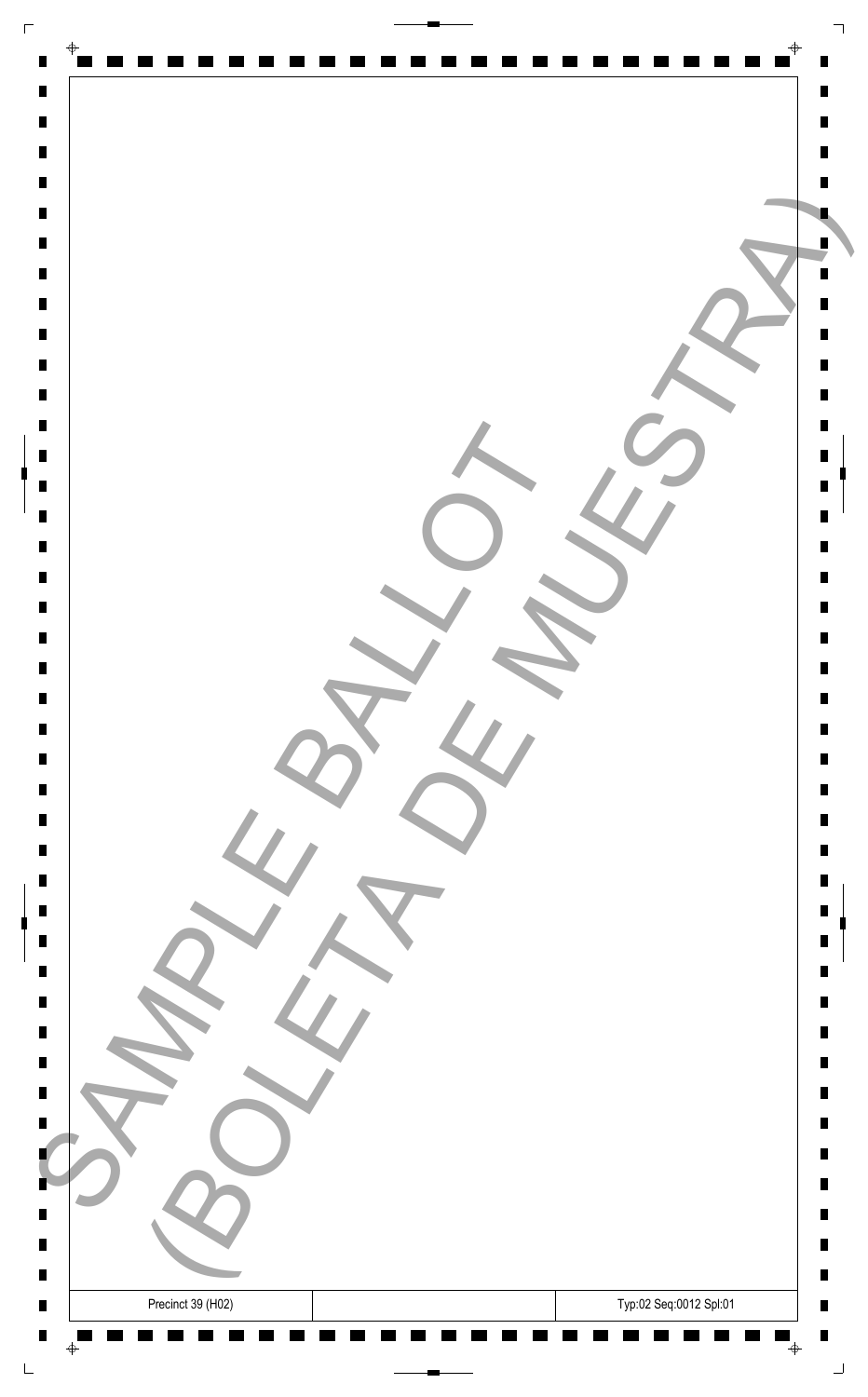SAMPLE BALLOT
(BOLETA DE MUESTRA)

| Precinct 39 (H02) | | Typ:02 Seq:0012 Spl:01 |
|---|---|---|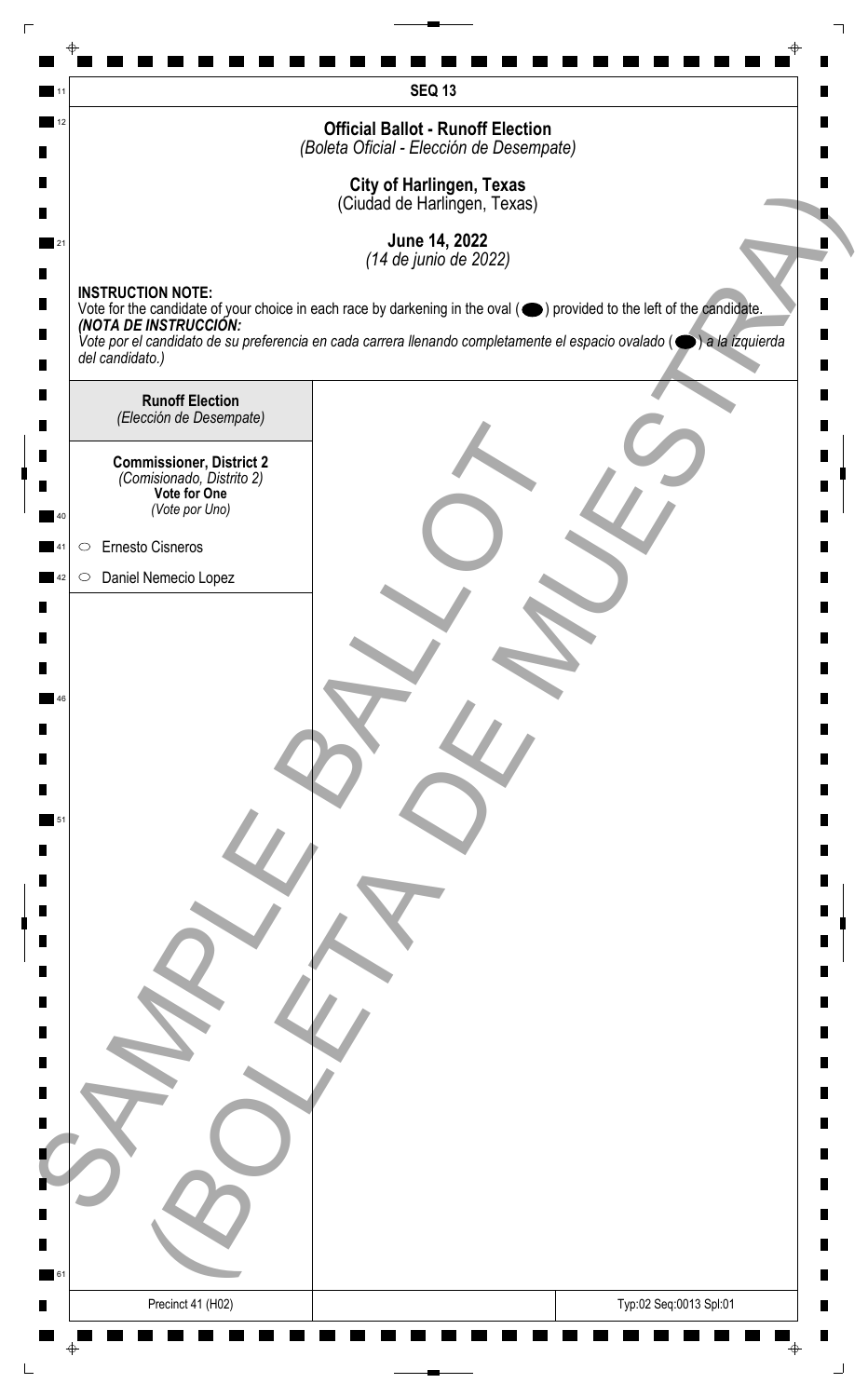**SEQ 13**

## Official Ballot - Runoff Election
*(Boleta Oficial - Elección de Desempate)*

**City of Harlingen, Texas**
(Ciudad de Harlingen, Texas)

**June 14, 2022**
*(14 de junio de 2022)*

**INSTRUCTION NOTE:**
Vote for the candidate of your choice in each race by darkening in the oval (⬬) provided to the left of the candidate.
***(NOTA DE INSTRUCCIÓN:***
*Vote por el candidato de su preferencia en cada carrera llenando completamente el espacio ovalado (⬬) a la izquierda del candidato.)*

**Runoff Election**
*(Elección de Desempate)*

**Commissioner, District 2**
*(Comisionado, Distrito 2)*
**Vote for One**
*(Vote por Uno)*

- ○ Ernesto Cisneros
- ○ Daniel Nemecio Lopez

SAMPLE BALLOT
(BOLETA DE MUESTRA)

Precinct 41 (H02)

Typ:02 Seq:0013 Spl:01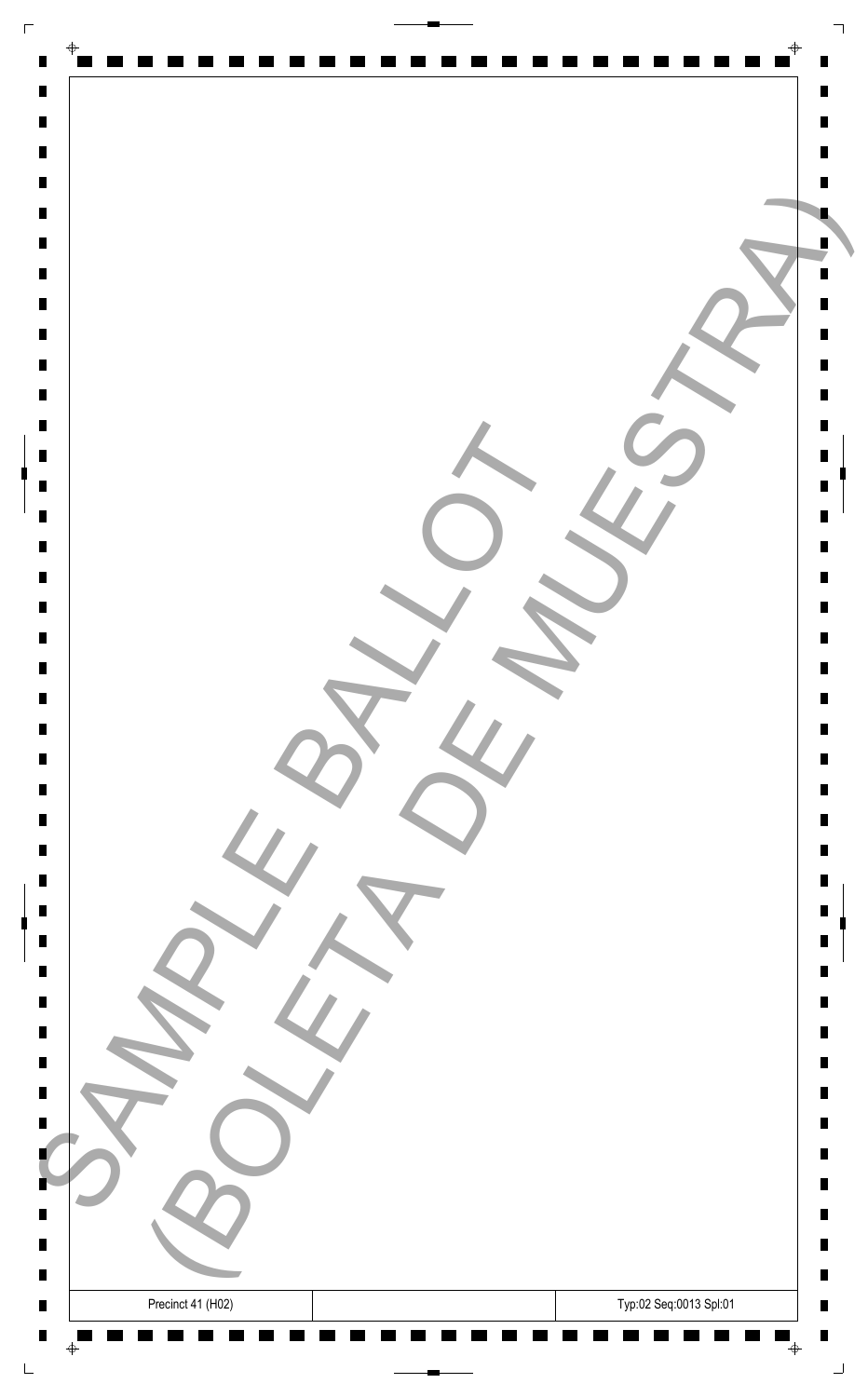SAMPLE BALLOT
(BOLETA DE MUESTRA)

| Precinct 41 (H02) | | Typ:02 Seq:0013 Spl:01 |
| --- | --- | --- |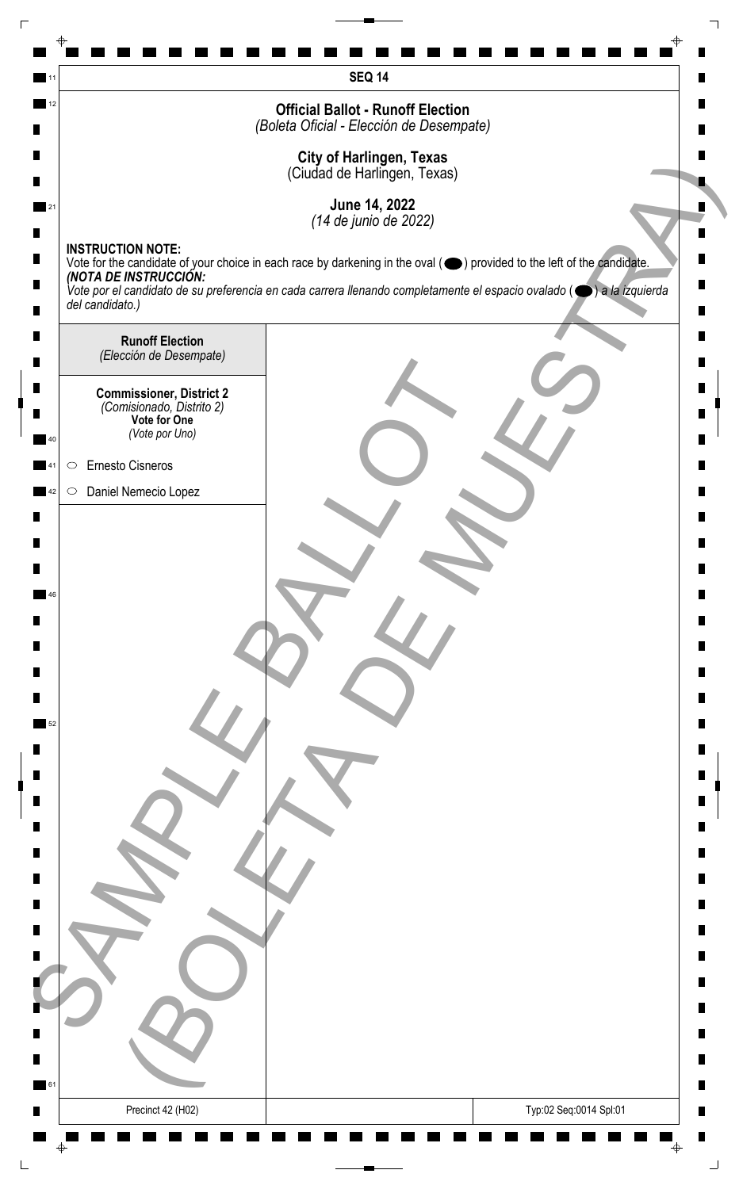SEQ 14

## Official Ballot - Runoff Election
*(Boleta Oficial - Elección de Desempate)*

**City of Harlingen, Texas**
(Ciudad de Harlingen, Texas)

**June 14, 2022**
*(14 de junio de 2022)*

**INSTRUCTION NOTE:**
Vote for the candidate of your choice in each race by darkening in the oval (⬬) provided to the left of the candidate.
***(NOTA DE INSTRUCCIÓN:***
*Vote por el candidato de su preferencia en cada carrera llenando completamente el espacio ovalado (⬬) a la izquierda del candidato.)*

**Runoff Election**
*(Elección de Desempate)*

**Commissioner, District 2**
*(Comisionado, Distrito 2)*
**Vote for One**
*(Vote por Uno)*

- ○ Ernesto Cisneros
- ○ Daniel Nemecio Lopez

SAMPLE BALLOT
(BOLETA DE MUESTRA)

Precinct 42 (H02)

Typ:02 Seq:0014 Spl:01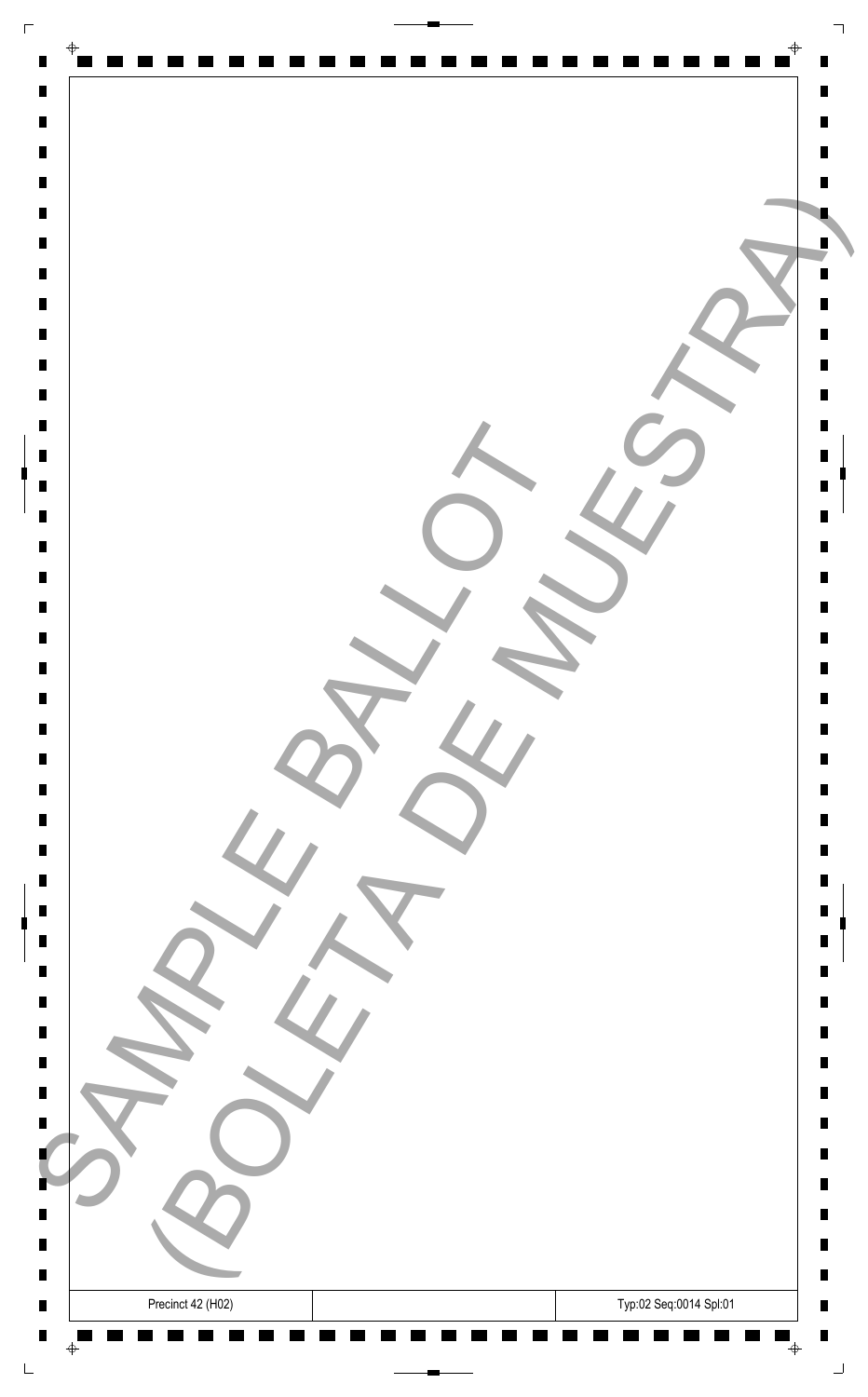SAMPLE BALLOT
(BOLETA DE MUESTRA)

| Precinct 42 (H02) | | Typ:02 Seq:0014 Spl:01 |
| --- | --- | --- |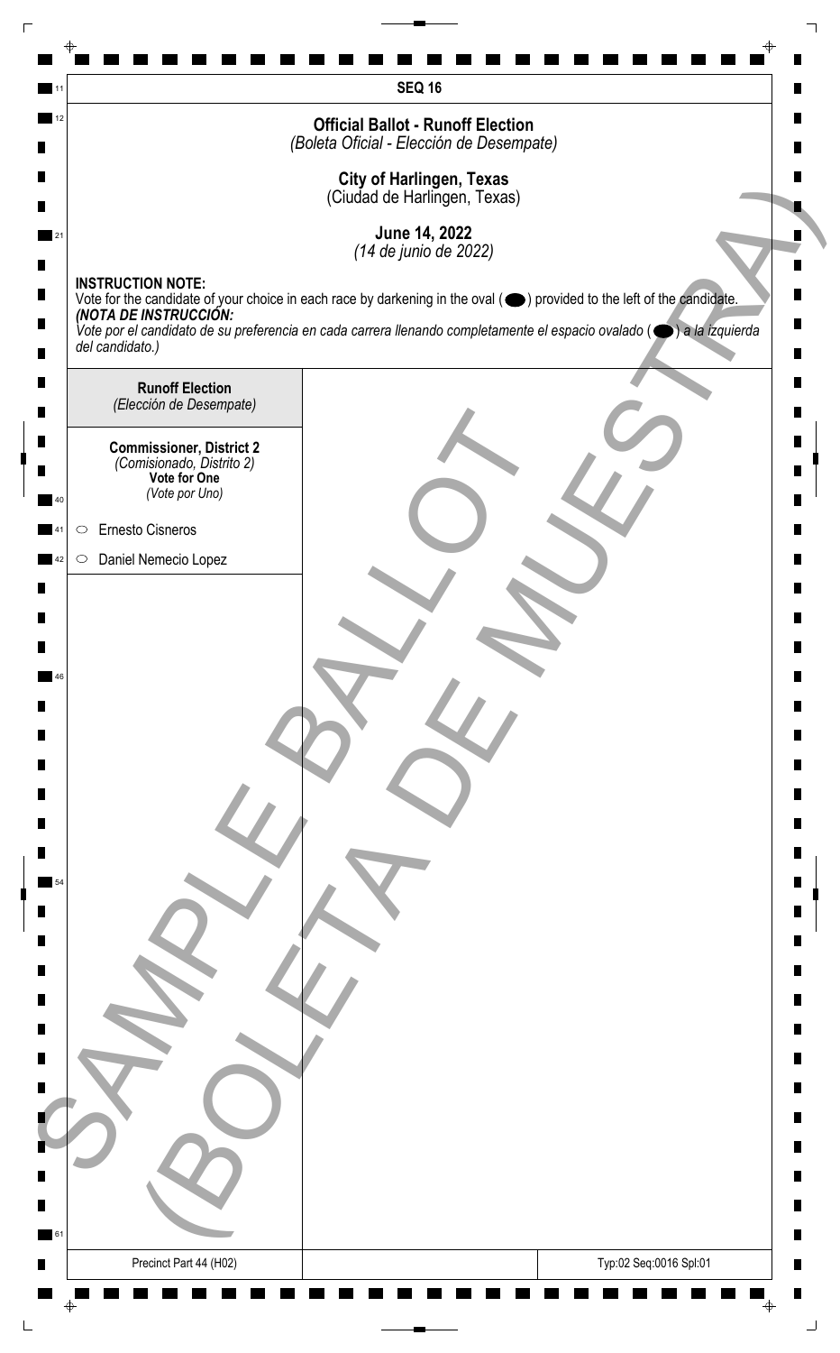SEQ 16

# Official Ballot - Runoff Election

*(Boleta Oficial - Elección de Desempate)*

**City of Harlingen, Texas**
(Ciudad de Harlingen, Texas)

**June 14, 2022**
*(14 de junio de 2022)*

**INSTRUCTION NOTE:**
Vote for the candidate of your choice in each race by darkening in the oval (⬬) provided to the left of the candidate.
***(NOTA DE INSTRUCCIÓN:***
*Vote por el candidato de su preferencia en cada carrera llenando completamente el espacio ovalado (⬬) a la izquierda del candidato.)*

**Runoff Election**
*(Elección de Desempate)*

**Commissioner, District 2**
*(Comisionado, Distrito 2)*
**Vote for One**
*(Vote por Uno)*

- ○ Ernesto Cisneros
- ○ Daniel Nemecio Lopez

SAMPLE BALLOT
(BOLETA DE MUESTRA)

Precinct Part 44 (H02)

Typ:02 Seq:0016 Spl:01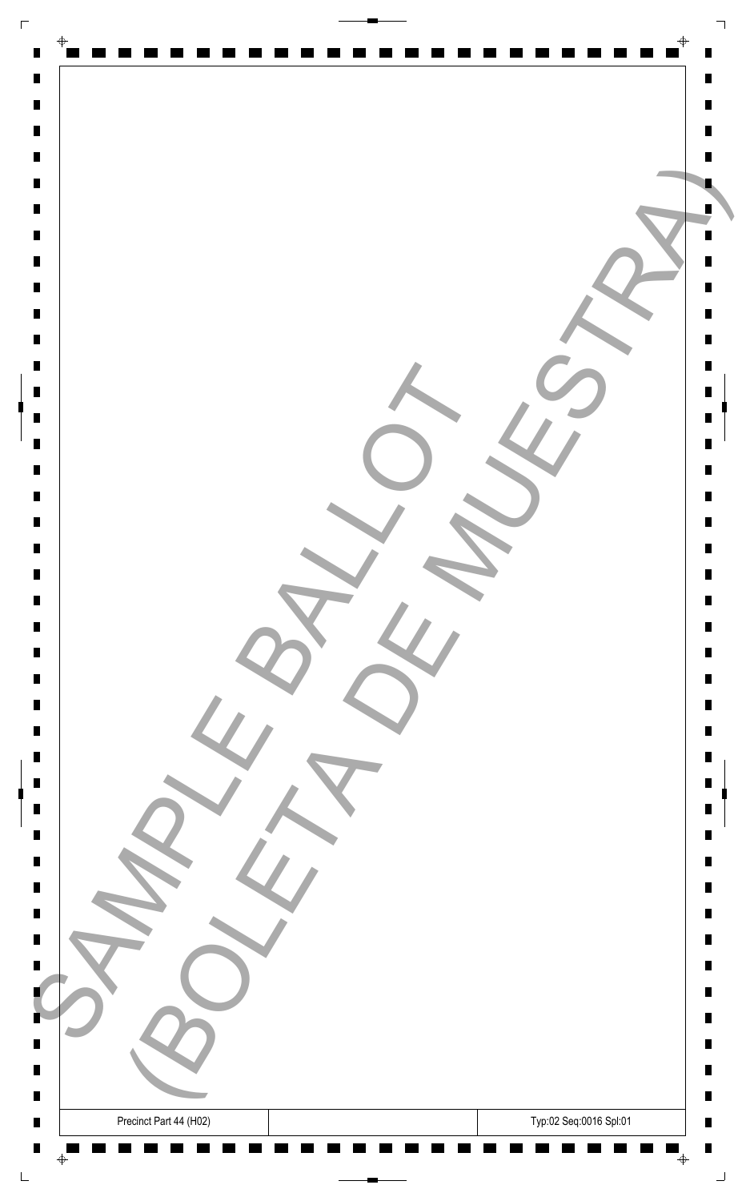SAMPLE BALLOT (BOLETA DE MUESTRA)

| Precinct Part 44 (H02) | | Typ:02 Seq:0016 Spl:01 |
|---|---|---|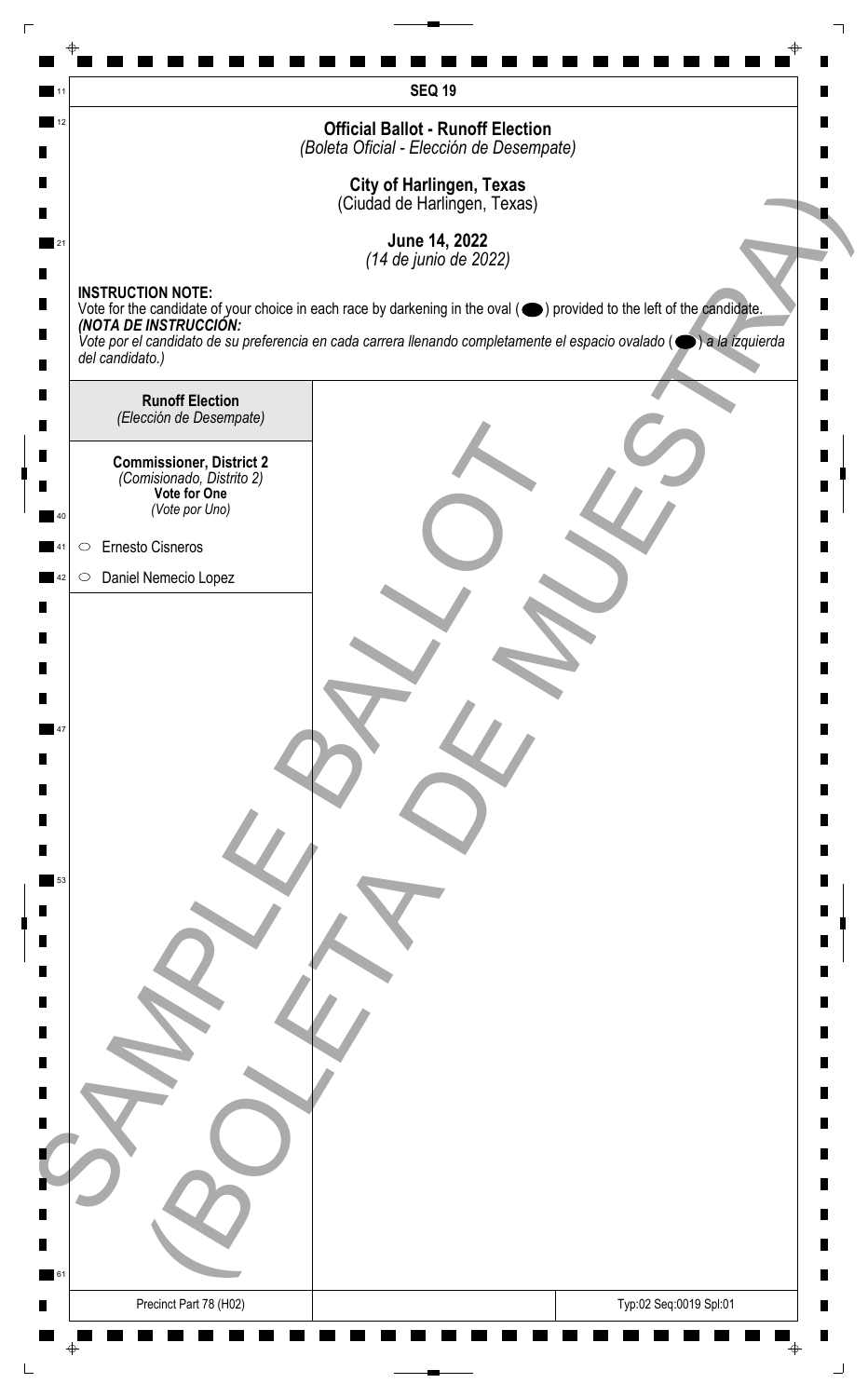**SEQ 19**

**Official Ballot - Runoff Election**
*(Boleta Oficial - Elección de Desempate)*

**City of Harlingen, Texas**
(Ciudad de Harlingen, Texas)

**June 14, 2022**
*(14 de junio de 2022)*

**INSTRUCTION NOTE:**
Vote for the candidate of your choice in each race by darkening in the oval ( ⬬ ) provided to the left of the candidate.
***(NOTA DE INSTRUCCIÓN:***
*Vote por el candidato de su preferencia en cada carrera llenando completamente el espacio ovalado ( ⬬ ) a la izquierda del candidato.)*

**Runoff Election**
*(Elección de Desempate)*

**Commissioner, District 2**
*(Comisionado, Distrito 2)*
**Vote for One**
*(Vote por Uno)*

- ⬭ Ernesto Cisneros
- ⬭ Daniel Nemecio Lopez

SAMPLE BALLOT
(BOLETA DE MUESTRA)

Precinct Part 78 (H02)

Typ:02 Seq:0019 Spl:01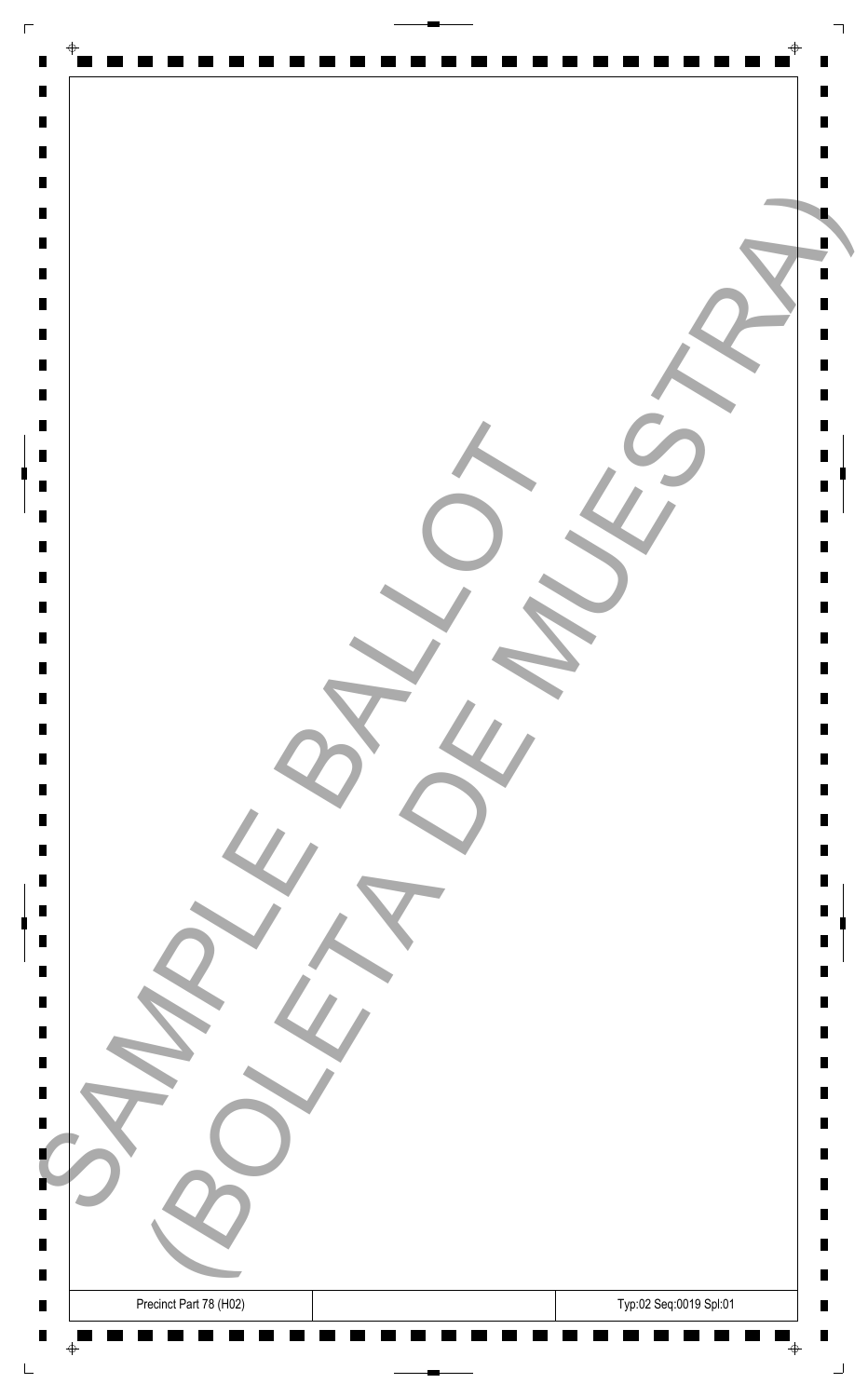SAMPLE BALLOT
(BOLETA DE MUESTRA)

| Precinct Part 78 (H02) | | Typ:02 Seq:0019 Spl:01 |
|---|---|---|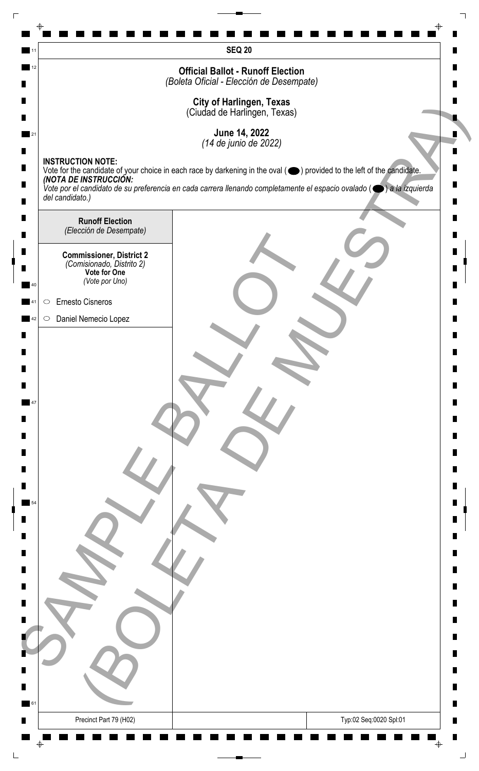SEQ 20

## Official Ballot - Runoff Election
*(Boleta Oficial - Elección de Desempate)*

**City of Harlingen, Texas**
(Ciudad de Harlingen, Texas)

**June 14, 2022**
*(14 de junio de 2022)*

**INSTRUCTION NOTE:**
Vote for the candidate of your choice in each race by darkening in the oval (⬬) provided to the left of the candidate.
***(NOTA DE INSTRUCCIÓN:***
*Vote por el candidato de su preferencia en cada carrera llenando completamente el espacio ovalado (⬬) a la izquierda del candidato.)*

**Runoff Election**
*(Elección de Desempate)*

**Commissioner, District 2**
*(Comisionado, Distrito 2)*
**Vote for One**
*(Vote por Uno)*

- ○ Ernesto Cisneros
- ○ Daniel Nemecio Lopez

SAMPLE BALLOT
(BOLETA DE MUESTRA)

Precinct Part 79 (H02)

Typ:02 Seq:0020 Spl:01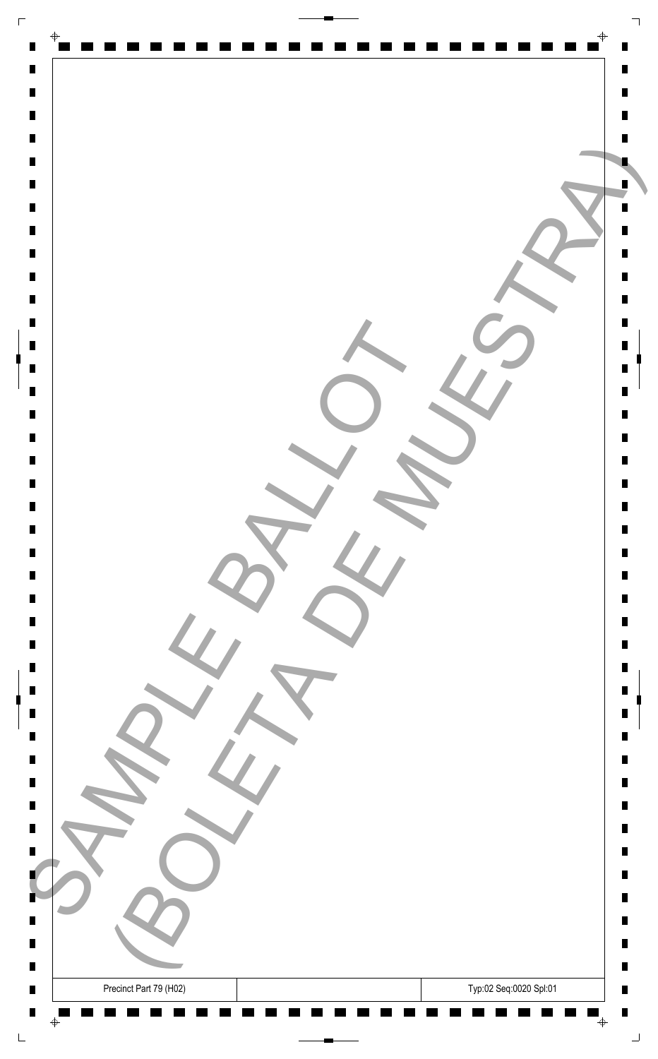SAMPLE BALLOT (BOLETA DE MUESTRA)

| Precinct Part 79 (H02) | | Typ:02 Seq:0020 Spl:01 |
|---|---|---|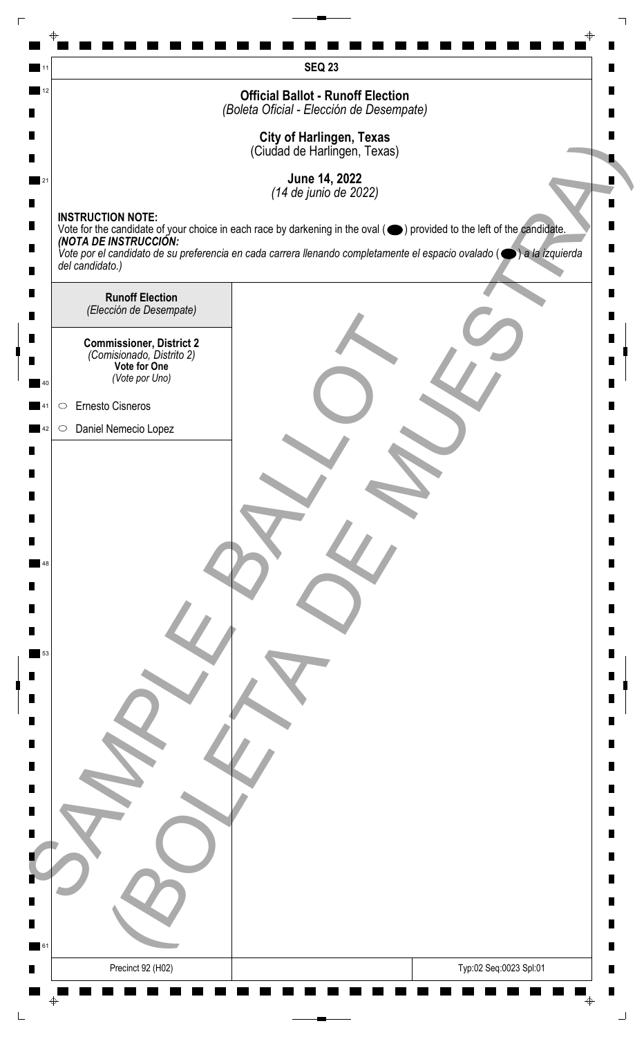SEQ 23

**Official Ballot - Runoff Election**
*(Boleta Oficial - Elección de Desempate)*

**City of Harlingen, Texas**
(Ciudad de Harlingen, Texas)

**June 14, 2022**
*(14 de junio de 2022)*

**INSTRUCTION NOTE:**
Vote for the candidate of your choice in each race by darkening in the oval (⬬) provided to the left of the candidate.
***(NOTA DE INSTRUCCIÓN:***
*Vote por el candidato de su preferencia en cada carrera llenando completamente el espacio ovalado (⬬) a la izquierda del candidato.)*

**Runoff Election**
*(Elección de Desempate)*

**Commissioner, District 2**
*(Comisionado, Distrito 2)*
**Vote for One**
*(Vote por Uno)*

- ○ Ernesto Cisneros
- ○ Daniel Nemecio Lopez

SAMPLE BALLOT (BOLETA DE MUESTRA)

Precinct 92 (H02)

Typ:02 Seq:0023 Spl:01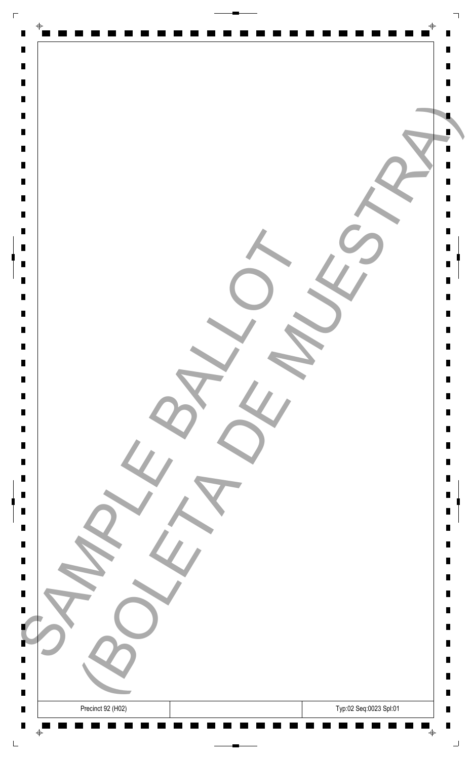SAMPLE BALLOT (BOLETA DE MUESTRA)

| Precinct 92 (H02) | | Typ:02 Seq:0023 Spl:01 |
|---|---|---|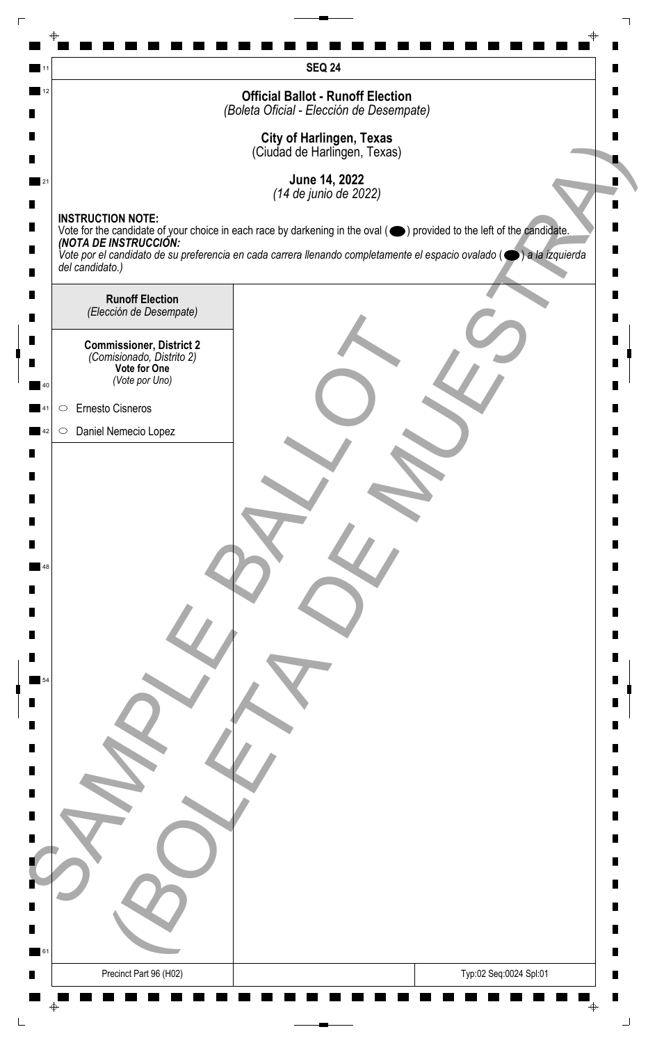SEQ 24

## Official Ballot - Runoff Election
*(Boleta Oficial - Elección de Desempate)*

### City of Harlingen, Texas
(Ciudad de Harlingen, Texas)

### June 14, 2022
*(14 de junio de 2022)*

**INSTRUCTION NOTE:**
Vote for the candidate of your choice in each race by darkening in the oval (⬬) provided to the left of the candidate.
***(NOTA DE INSTRUCCIÓN:***
*Vote por el candidato de su preferencia en cada carrera llenando completamente el espacio ovalado (⬬) a la izquierda del candidato.)*

**Runoff Election**
*(Elección de Desempate)*

**Commissioner, District 2**
*(Comisionado, Distrito 2)*
**Vote for One**
*(Vote por Uno)*

- ○ Ernesto Cisneros
- ○ Daniel Nemecio Lopez

SAMPLE BALLOT (BOLETA DE MUESTRA)

Precinct Part 96 (H02)

Typ:02 Seq:0024 Spl:01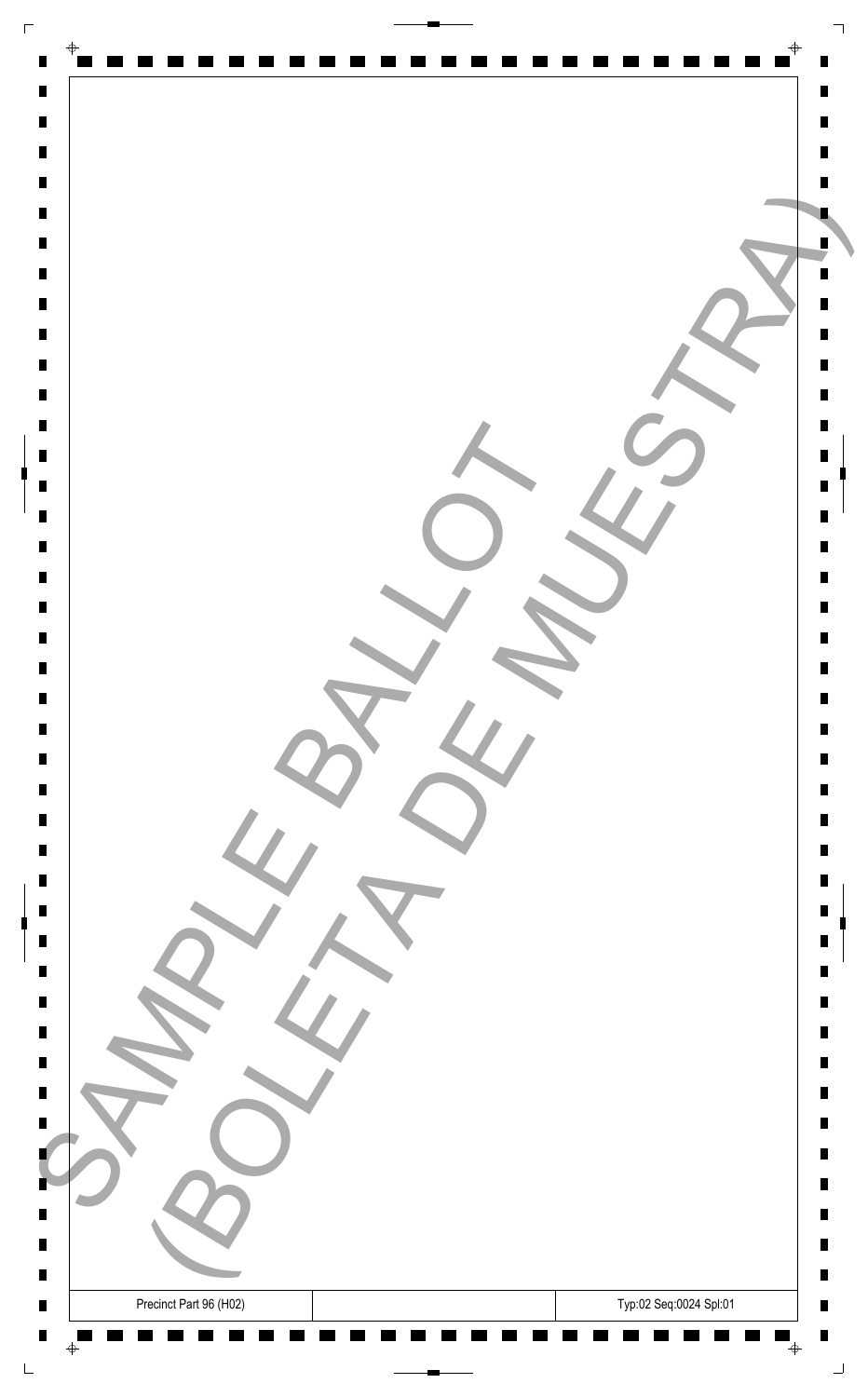SAMPLE BALLOT
(BOLETA DE MUESTRA)

| | | |
|---|---|---|
| Precinct Part 96 (H02) | | Typ:02 Seq:0024 Spl:01 |